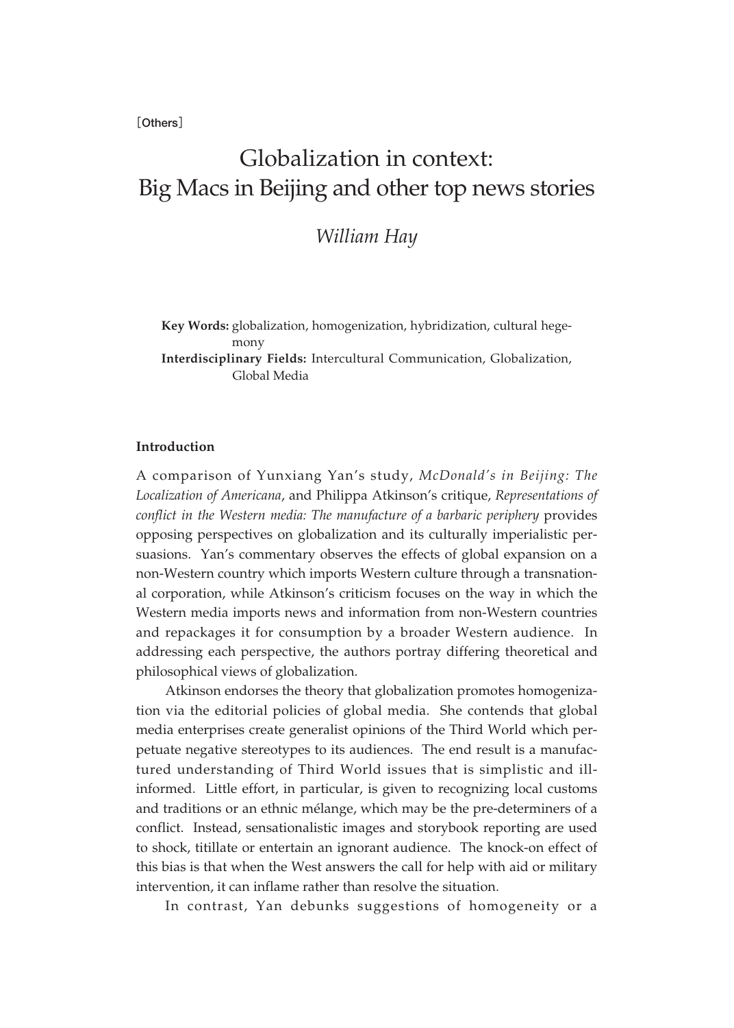[Others]

# Globalization in context: Big Macs in Beijing and other top news stories

*William Hay*

**Key Words:** globalization, homogenization, hybridization, cultural hegemony

**Interdisciplinary Fields:** Intercultural Communication, Globalization, Global Media

## Introduction

A comparison of Yunxiang Yan's study, *McDonald's in Beijing: The Localization of Americana*, and Philippa Atkinson's critique, *Representations of conflict in the Western media: The manufacture of a barbaric periphery* provides opposing perspectives on globalization and its culturally imperialistic persuasions. Yan's commentary observes the effects of global expansion on a non-Western country which imports Western culture through a transnational corporation, while Atkinson's criticism focuses on the way in which the Western media imports news and information from non-Western countries and repackages it for consumption by a broader Western audience. In addressing each perspective, the authors portray differing theoretical and philosophical views of globalization.

Atkinson endorses the theory that globalization promotes homogenization via the editorial policies of global media. She contends that global media enterprises create generalist opinions of the Third World which perpetuate negative stereotypes to its audiences. The end result is a manufactured understanding of Third World issues that is simplistic and ill-informed. Little effort, in particular, is given to recognizing local customs and traditions or an ethnic mélange, which may be the pre-determiners of a conflict. Instead, sensationalistic images and storybook reporting are used to shock, titillate or entertain an ignorant audience. The knock-on effect of this bias is that when the West answers the call for help with aid or military intervention, it can inflame rather than resolve the situation.

In contrast, Yan debunks suggestions of homogeneity or a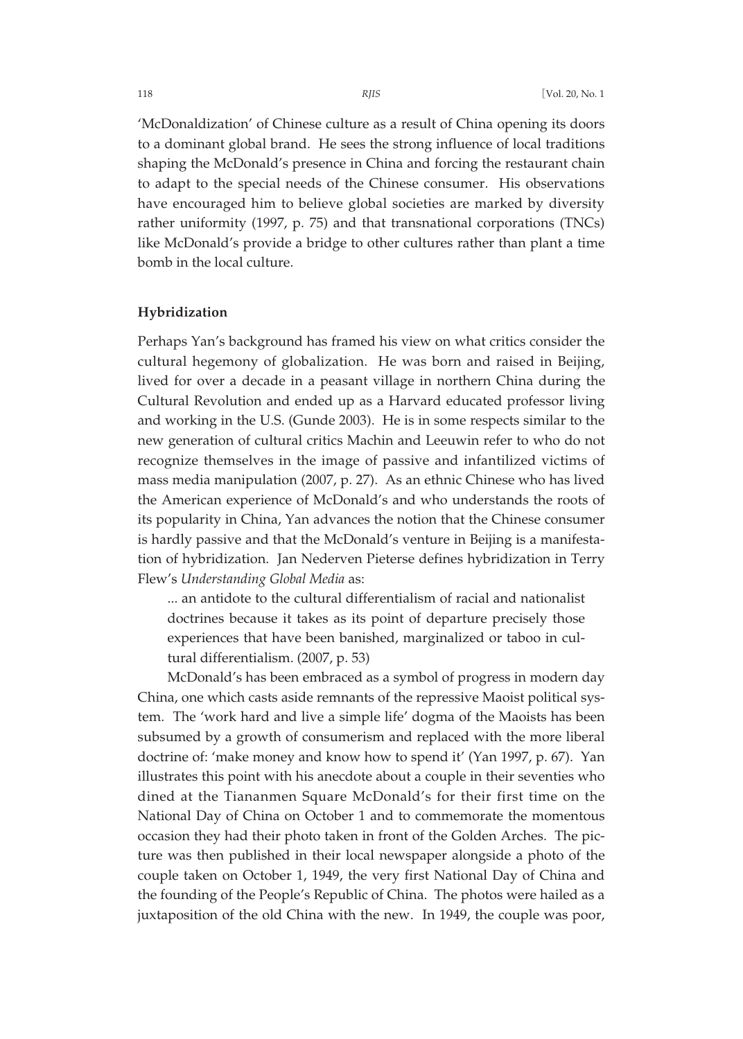'McDonaldization' of Chinese culture as a result of China opening its doors to a dominant global brand. He sees the strong influence of local traditions shaping the McDonald's presence in China and forcing the restaurant chain to adapt to the special needs of the Chinese consumer. His observations have encouraged him to believe global societies are marked by diversity rather uniformity (1997, p. 75) and that transnational corporations (TNCs) like McDonald's provide a bridge to other cultures rather than plant a time bomb in the local culture.

**Hybridization**

Perhaps Yan's background has framed his view on what critics consider the cultural hegemony of globalization. He was born and raised in Beijing, lived for over a decade in a peasant village in northern China during the Cultural Revolution and ended up as a Harvard educated professor living and working in the U.S. (Gunde 2003). He is in some respects similar to the new generation of cultural critics Machin and Leeuwin refer to who do not recognize themselves in the image of passive and infantilized victims of mass media manipulation (2007, p. 27). As an ethnic Chinese who has lived the American experience of McDonald's and who understands the roots of its popularity in China, Yan advances the notion that the Chinese consumer is hardly passive and that the McDonald's venture in Beijing is a manifestation of hybridization. Jan Nederven Pieterse defines hybridization in Terry Flew's *Understanding Global Media* as:

> ... an antidote to the cultural differentialism of racial and nationalist doctrines because it takes as its point of departure precisely those experiences that have been banished, marginalized or taboo in cultural differentialism. (2007, p. 53)

McDonald's has been embraced as a symbol of progress in modern day China, one which casts aside remnants of the repressive Maoist political system. The 'work hard and live a simple life' dogma of the Maoists has been subsumed by a growth of consumerism and replaced with the more liberal doctrine of: 'make money and know how to spend it' (Yan 1997, p. 67). Yan illustrates this point with his anecdote about a couple in their seventies who dined at the Tiananmen Square McDonald's for their first time on the National Day of China on October 1 and to commemorate the momentous occasion they had their photo taken in front of the Golden Arches. The picture was then published in their local newspaper alongside a photo of the couple taken on October 1, 1949, the very first National Day of China and the founding of the People's Republic of China. The photos were hailed as a juxtaposition of the old China with the new. In 1949, the couple was poor,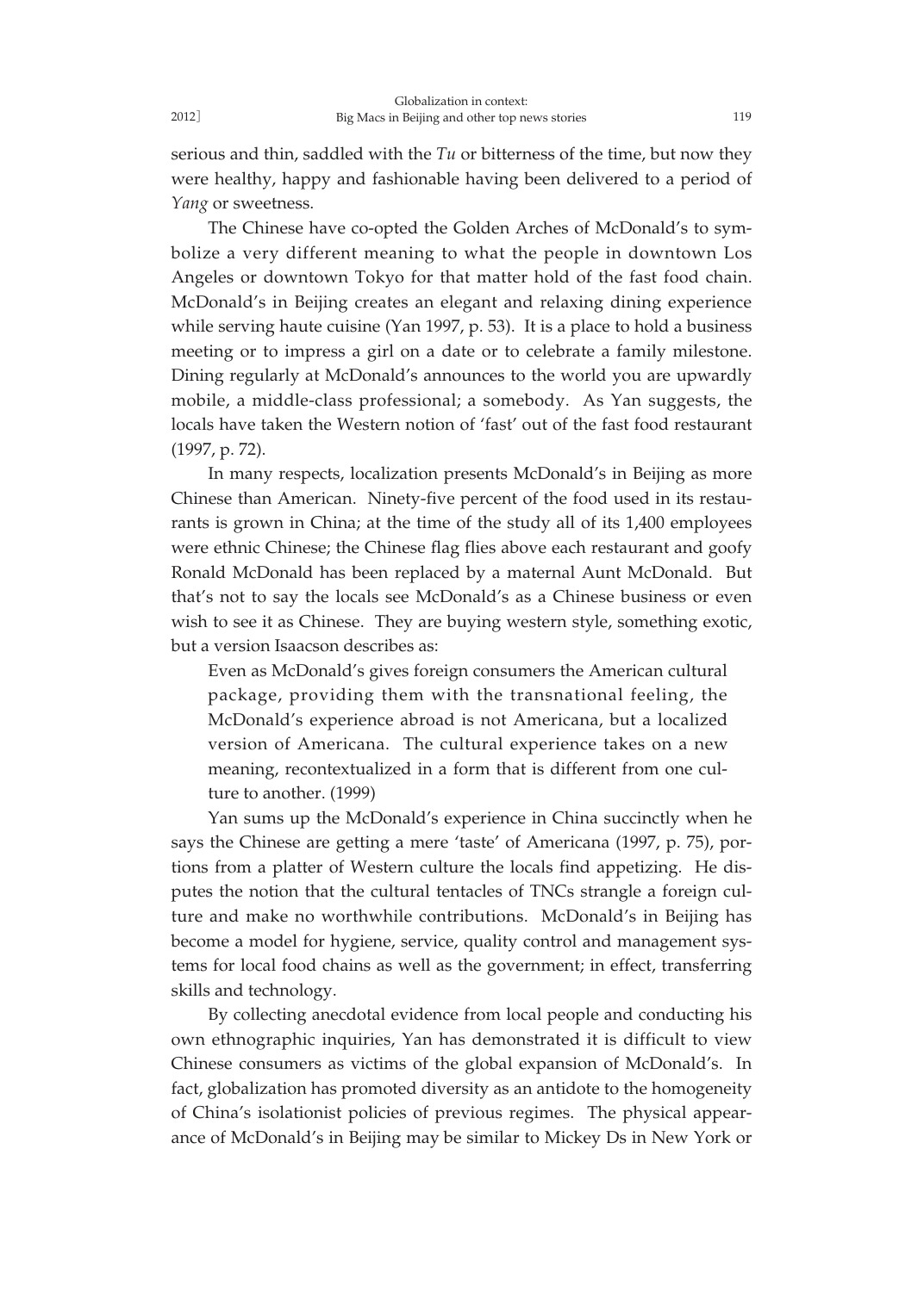serious and thin, saddled with the *Tu* or bitterness of the time, but now they were healthy, happy and fashionable having been delivered to a period of *Yang* or sweetness.

The Chinese have co-opted the Golden Arches of McDonald's to symbolize a very different meaning to what the people in downtown Los Angeles or downtown Tokyo for that matter hold of the fast food chain. McDonald's in Beijing creates an elegant and relaxing dining experience while serving haute cuisine (Yan 1997, p. 53). It is a place to hold a business meeting or to impress a girl on a date or to celebrate a family milestone. Dining regularly at McDonald's announces to the world you are upwardly mobile, a middle-class professional; a somebody. As Yan suggests, the locals have taken the Western notion of 'fast' out of the fast food restaurant (1997, p. 72).

In many respects, localization presents McDonald's in Beijing as more Chinese than American. Ninety-five percent of the food used in its restaurants is grown in China; at the time of the study all of its 1,400 employees were ethnic Chinese; the Chinese flag flies above each restaurant and goofy Ronald McDonald has been replaced by a maternal Aunt McDonald. But that's not to say the locals see McDonald's as a Chinese business or even wish to see it as Chinese. They are buying western style, something exotic, but a version Isaacson describes as:

> Even as McDonald's gives foreign consumers the American cultural package, providing them with the transnational feeling, the McDonald's experience abroad is not Americana, but a localized version of Americana. The cultural experience takes on a new meaning, recontextualized in a form that is different from one culture to another. (1999)

Yan sums up the McDonald's experience in China succinctly when he says the Chinese are getting a mere 'taste' of Americana (1997, p. 75), portions from a platter of Western culture the locals find appetizing. He disputes the notion that the cultural tentacles of TNCs strangle a foreign culture and make no worthwhile contributions. McDonald's in Beijing has become a model for hygiene, service, quality control and management systems for local food chains as well as the government; in effect, transferring skills and technology.

By collecting anecdotal evidence from local people and conducting his own ethnographic inquiries, Yan has demonstrated it is difficult to view Chinese consumers as victims of the global expansion of McDonald's. In fact, globalization has promoted diversity as an antidote to the homogeneity of China's isolationist policies of previous regimes. The physical appearance of McDonald's in Beijing may be similar to Mickey Ds in New York or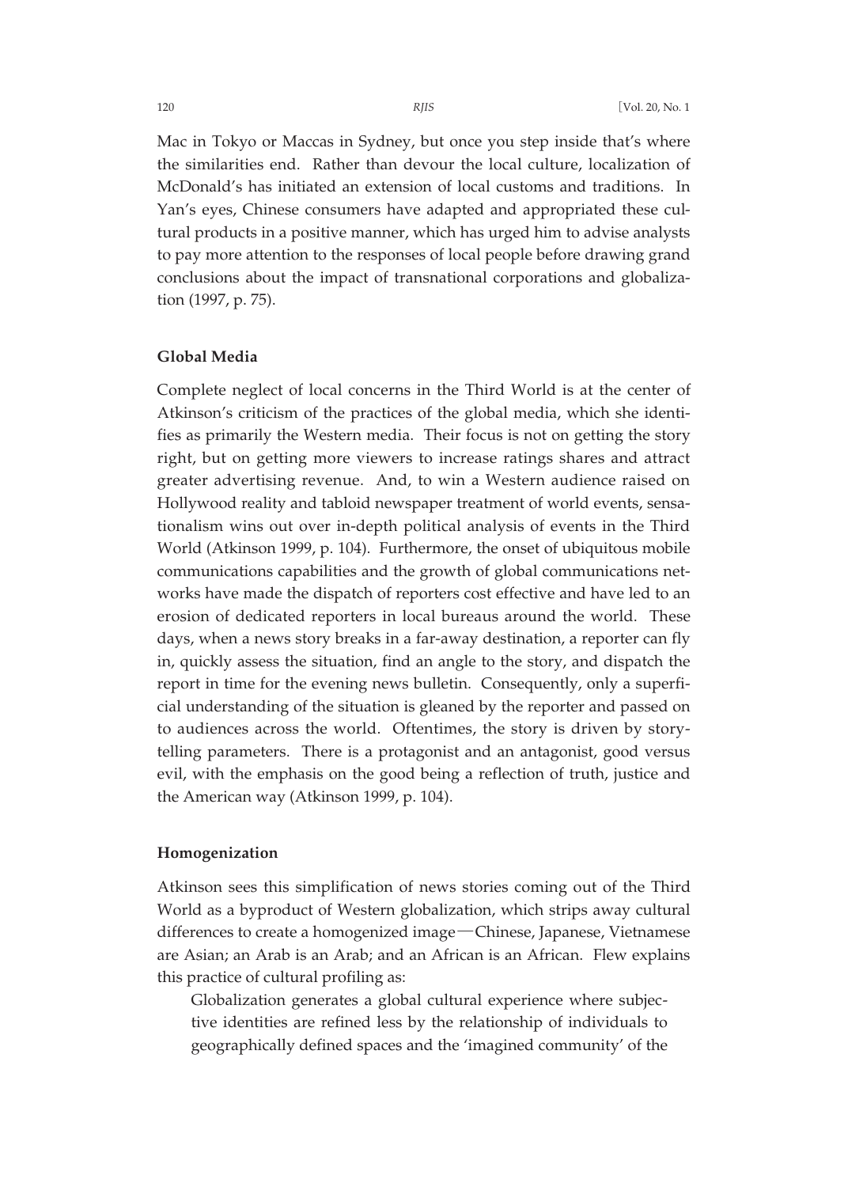Mac in Tokyo or Maccas in Sydney, but once you step inside that's where the similarities end. Rather than devour the local culture, localization of McDonald's has initiated an extension of local customs and traditions. In Yan's eyes, Chinese consumers have adapted and appropriated these cultural products in a positive manner, which has urged him to advise analysts to pay more attention to the responses of local people before drawing grand conclusions about the impact of transnational corporations and globalization (1997, p. 75).

**Global Media**

Complete neglect of local concerns in the Third World is at the center of Atkinson's criticism of the practices of the global media, which she identifies as primarily the Western media. Their focus is not on getting the story right, but on getting more viewers to increase ratings shares and attract greater advertising revenue. And, to win a Western audience raised on Hollywood reality and tabloid newspaper treatment of world events, sensationalism wins out over in-depth political analysis of events in the Third World (Atkinson 1999, p. 104). Furthermore, the onset of ubiquitous mobile communications capabilities and the growth of global communications networks have made the dispatch of reporters cost effective and have led to an erosion of dedicated reporters in local bureaus around the world. These days, when a news story breaks in a far-away destination, a reporter can fly in, quickly assess the situation, find an angle to the story, and dispatch the report in time for the evening news bulletin. Consequently, only a superficial understanding of the situation is gleaned by the reporter and passed on to audiences across the world. Oftentimes, the story is driven by storytelling parameters. There is a protagonist and an antagonist, good versus evil, with the emphasis on the good being a reflection of truth, justice and the American way (Atkinson 1999, p. 104).

**Homogenization**

Atkinson sees this simplification of news stories coming out of the Third World as a byproduct of Western globalization, which strips away cultural differences to create a homogenized image—Chinese, Japanese, Vietnamese are Asian; an Arab is an Arab; and an African is an African. Flew explains this practice of cultural profiling as:

> Globalization generates a global cultural experience where subjective identities are refined less by the relationship of individuals to geographically defined spaces and the 'imagined community' of the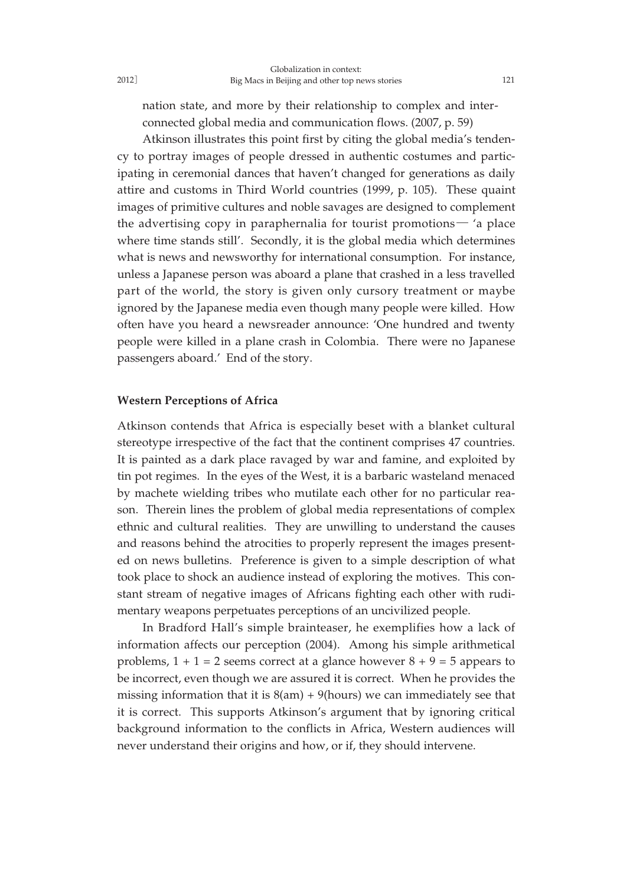nation state, and more by their relationship to complex and interconnected global media and communication flows. (2007, p. 59)

Atkinson illustrates this point first by citing the global media's tendency to portray images of people dressed in authentic costumes and participating in ceremonial dances that haven't changed for generations as daily attire and customs in Third World countries (1999, p. 105). These quaint images of primitive cultures and noble savages are designed to complement the advertising copy in paraphernalia for tourist promotions— 'a place where time stands still'. Secondly, it is the global media which determines what is news and newsworthy for international consumption. For instance, unless a Japanese person was aboard a plane that crashed in a less travelled part of the world, the story is given only cursory treatment or maybe ignored by the Japanese media even though many people were killed. How often have you heard a newsreader announce: 'One hundred and twenty people were killed in a plane crash in Colombia. There were no Japanese passengers aboard.' End of the story.

### Western Perceptions of Africa

Atkinson contends that Africa is especially beset with a blanket cultural stereotype irrespective of the fact that the continent comprises 47 countries. It is painted as a dark place ravaged by war and famine, and exploited by tin pot regimes. In the eyes of the West, it is a barbaric wasteland menaced by machete wielding tribes who mutilate each other for no particular reason. Therein lines the problem of global media representations of complex ethnic and cultural realities. They are unwilling to understand the causes and reasons behind the atrocities to properly represent the images presented on news bulletins. Preference is given to a simple description of what took place to shock an audience instead of exploring the motives. This constant stream of negative images of Africans fighting each other with rudimentary weapons perpetuates perceptions of an uncivilized people.

In Bradford Hall's simple brainteaser, he exemplifies how a lack of information affects our perception (2004). Among his simple arithmetical problems, $1 + 1 = 2$ seems correct at a glance however $8 + 9 = 5$ appears to be incorrect, even though we are assured it is correct. When he provides the missing information that it is 8(am) + 9(hours) we can immediately see that it is correct. This supports Atkinson's argument that by ignoring critical background information to the conflicts in Africa, Western audiences will never understand their origins and how, or if, they should intervene.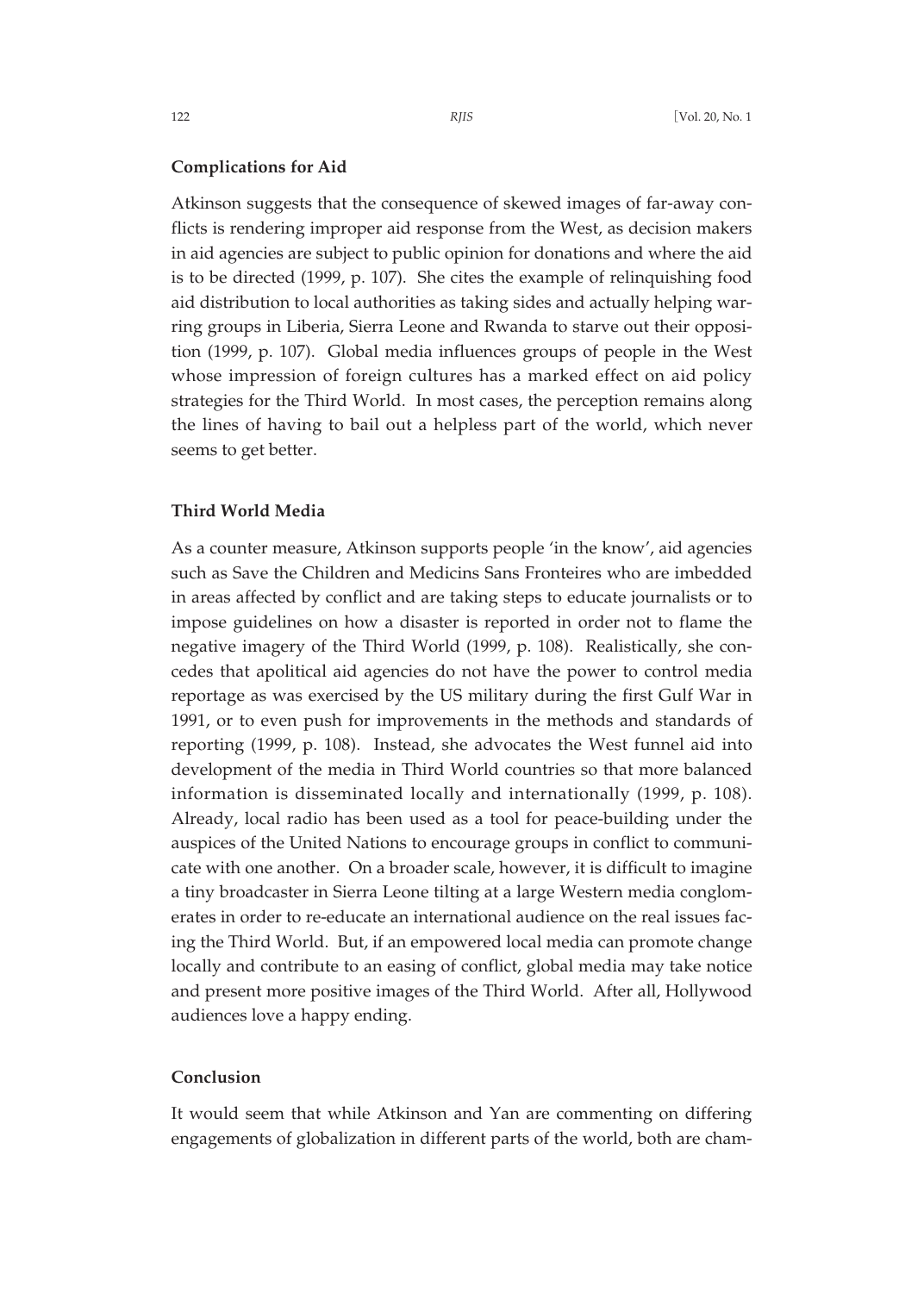**Complications for Aid**

Atkinson suggests that the consequence of skewed images of far-away conflicts is rendering improper aid response from the West, as decision makers in aid agencies are subject to public opinion for donations and where the aid is to be directed (1999, p. 107). She cites the example of relinquishing food aid distribution to local authorities as taking sides and actually helping warring groups in Liberia, Sierra Leone and Rwanda to starve out their opposition (1999, p. 107). Global media influences groups of people in the West whose impression of foreign cultures has a marked effect on aid policy strategies for the Third World. In most cases, the perception remains along the lines of having to bail out a helpless part of the world, which never seems to get better.

**Third World Media**

As a counter measure, Atkinson supports people 'in the know', aid agencies such as Save the Children and Medicins Sans Fronteires who are imbedded in areas affected by conflict and are taking steps to educate journalists or to impose guidelines on how a disaster is reported in order not to flame the negative imagery of the Third World (1999, p. 108). Realistically, she concedes that apolitical aid agencies do not have the power to control media reportage as was exercised by the US military during the first Gulf War in 1991, or to even push for improvements in the methods and standards of reporting (1999, p. 108). Instead, she advocates the West funnel aid into development of the media in Third World countries so that more balanced information is disseminated locally and internationally (1999, p. 108). Already, local radio has been used as a tool for peace-building under the auspices of the United Nations to encourage groups in conflict to communicate with one another. On a broader scale, however, it is difficult to imagine a tiny broadcaster in Sierra Leone tilting at a large Western media conglomerates in order to re-educate an international audience on the real issues facing the Third World. But, if an empowered local media can promote change locally and contribute to an easing of conflict, global media may take notice and present more positive images of the Third World. After all, Hollywood audiences love a happy ending.

**Conclusion**

It would seem that while Atkinson and Yan are commenting on differing engagements of globalization in different parts of the world, both are cham-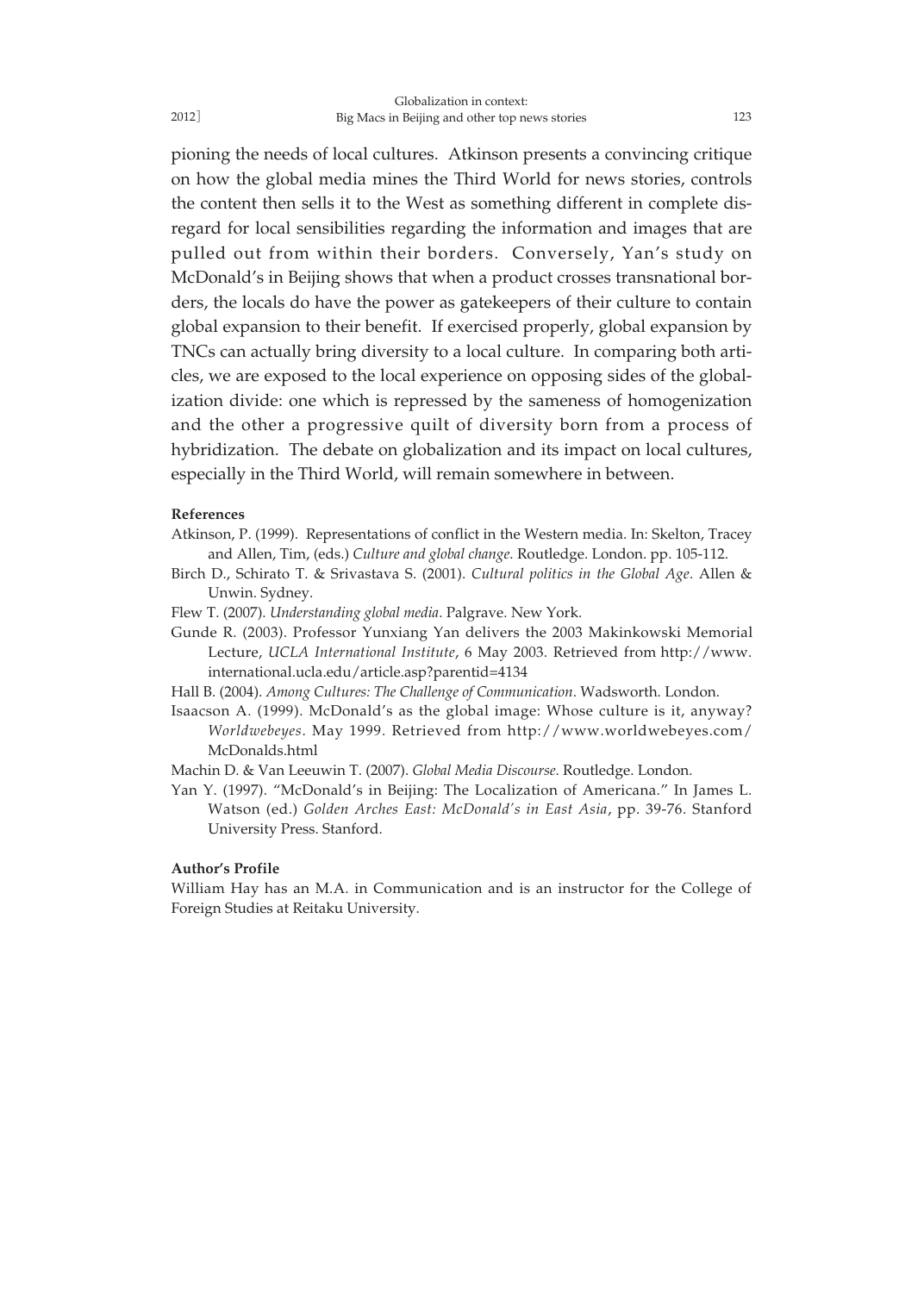pioning the needs of local cultures. Atkinson presents a convincing critique on how the global media mines the Third World for news stories, controls the content then sells it to the West as something different in complete disregard for local sensibilities regarding the information and images that are pulled out from within their borders. Conversely, Yan's study on McDonald's in Beijing shows that when a product crosses transnational borders, the locals do have the power as gatekeepers of their culture to contain global expansion to their benefit. If exercised properly, global expansion by TNCs can actually bring diversity to a local culture. In comparing both articles, we are exposed to the local experience on opposing sides of the globalization divide: one which is repressed by the sameness of homogenization and the other a progressive quilt of diversity born from a process of hybridization. The debate on globalization and its impact on local cultures, especially in the Third World, will remain somewhere in between.

**References**

Atkinson, P. (1999). Representations of conflict in the Western media. In: Skelton, Tracey and Allen, Tim, (eds.) *Culture and global change*. Routledge. London. pp. 105-112.

Birch D., Schirato T. & Srivastava S. (2001). *Cultural politics in the Global Age*. Allen & Unwin. Sydney.

Flew T. (2007). *Understanding global media*. Palgrave. New York.

Gunde R. (2003). Professor Yunxiang Yan delivers the 2003 Makinkowski Memorial Lecture, *UCLA International Institute*, 6 May 2003. Retrieved from http://www.international.ucla.edu/article.asp?parentid=4134

Hall B. (2004). *Among Cultures: The Challenge of Communication*. Wadsworth. London.

Isaacson A. (1999). McDonald's as the global image: Whose culture is it, anyway? *Worldwebeyes*. May 1999. Retrieved from http://www.worldwebeyes.com/McDonalds.html

Machin D. & Van Leeuwin T. (2007). *Global Media Discourse*. Routledge. London.

Yan Y. (1997). "McDonald's in Beijing: The Localization of Americana." In James L. Watson (ed.) *Golden Arches East: McDonald's in East Asia*, pp. 39-76. Stanford University Press. Stanford.

**Author's Profile**

William Hay has an M.A. in Communication and is an instructor for the College of Foreign Studies at Reitaku University.